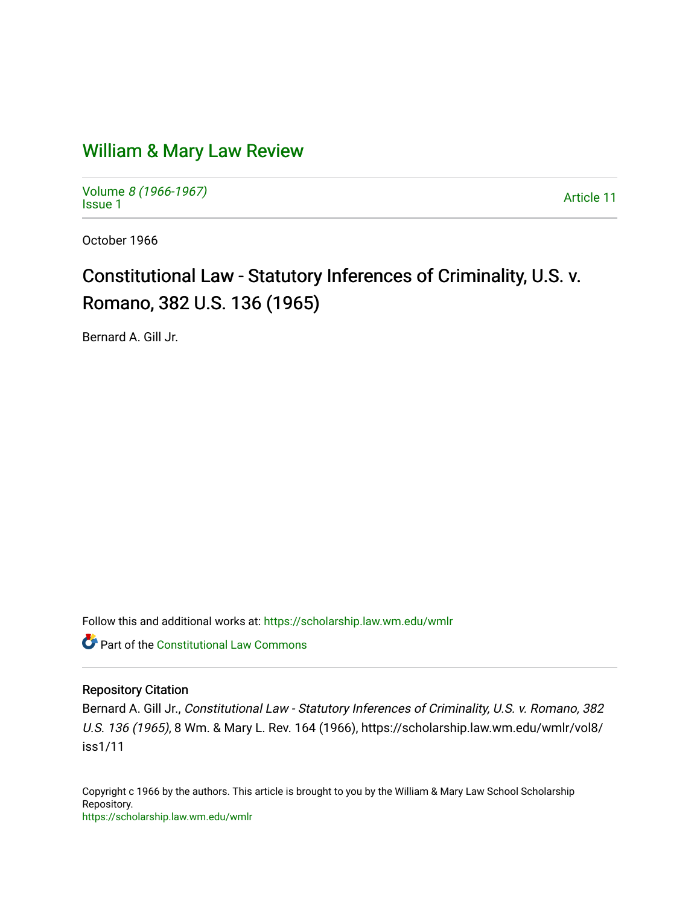# William & Mary Law Review

Volume *8 (1966-1967)*
Issue 1

Article 11

October 1966

## Constitutional Law - Statutory Inferences of Criminality, U.S. v. Romano, 382 U.S. 136 (1965)

Bernard A. Gill Jr.

Follow this and additional works at: https://scholarship.law.wm.edu/wmlr

Part of the Constitutional Law Commons

### Repository Citation

Bernard A. Gill Jr., *Constitutional Law - Statutory Inferences of Criminality, U.S. v. Romano, 382 U.S. 136 (1965)*, 8 Wm. & Mary L. Rev. 164 (1966), https://scholarship.law.wm.edu/wmlr/vol8/iss1/11

Copyright c 1966 by the authors. This article is brought to you by the William & Mary Law School Scholarship Repository.
https://scholarship.law.wm.edu/wmlr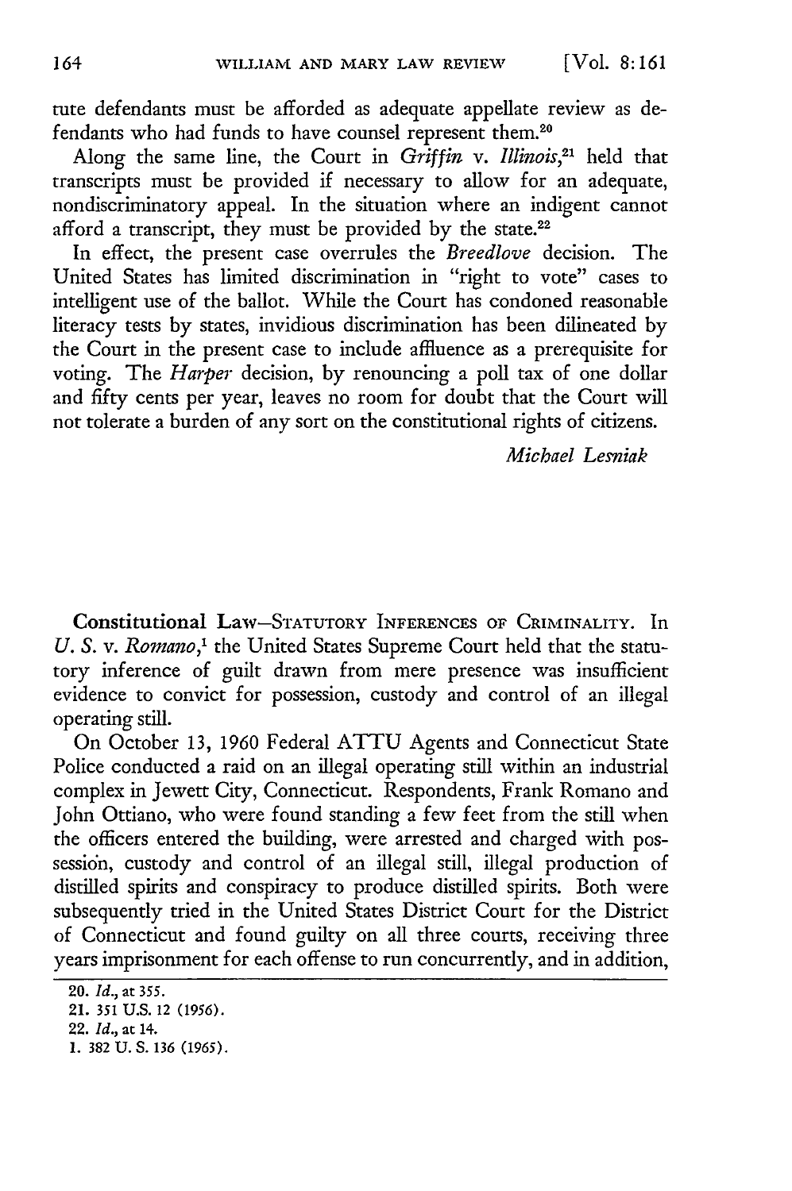tute defendants must be afforded as adequate appellate review as defendants who had funds to have counsel represent them.[20]

Along the same line, the Court in *Griffin* v. *Illinois*,[21] held that transcripts must be provided if necessary to allow for an adequate, nondiscriminatory appeal. In the situation where an indigent cannot afford a transcript, they must be provided by the state.[22]

In effect, the present case overrules the *Breedlove* decision. The United States has limited discrimination in "right to vote" cases to intelligent use of the ballot. While the Court has condoned reasonable literacy tests by states, invidious discrimination has been dilineated by the Court in the present case to include affluence as a prerequisite for voting. The *Harper* decision, by renouncing a poll tax of one dollar and fifty cents per year, leaves no room for doubt that the Court will not tolerate a burden of any sort on the constitutional rights of citizens.

*Michael Lesniak*

**Constitutional Law**—STATUTORY INFERENCES OF CRIMINALITY. In *U. S.* v. *Romano*,[1] the United States Supreme Court held that the statutory inference of guilt drawn from mere presence was insufficient evidence to convict for possession, custody and control of an illegal operating still.

On October 13, 1960 Federal ATTU Agents and Connecticut State Police conducted a raid on an illegal operating still within an industrial complex in Jewett City, Connecticut. Respondents, Frank Romano and John Ottiano, who were found standing a few feet from the still when the officers entered the building, were arrested and charged with possession, custody and control of an illegal still, illegal production of distilled spirits and conspiracy to produce distilled spirits. Both were subsequently tried in the United States District Court for the District of Connecticut and found guilty on all three courts, receiving three years imprisonment for each offense to run concurrently, and in addition,

20. *Id.*, at 355.
21. 351 U.S. 12 (1956).
22. *Id.*, at 14.
1. 382 U. S. 136 (1965).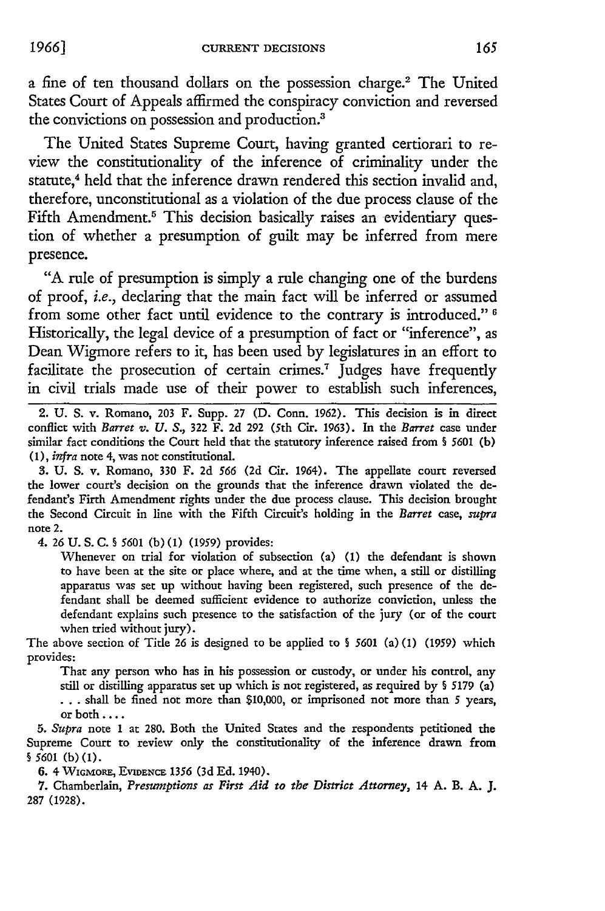a fine of ten thousand dollars on the possession charge.[2] The United States Court of Appeals affirmed the conspiracy conviction and reversed the convictions on possession and production.[3]

The United States Supreme Court, having granted certiorari to review the constitutionality of the inference of criminality under the statute,[4] held that the inference drawn rendered this section invalid and, therefore, unconstitutional as a violation of the due process clause of the Fifth Amendment.[5] This decision basically raises an evidentiary question of whether a presumption of guilt may be inferred from mere presence.

"A rule of presumption is simply a rule changing one of the burdens of proof, *i.e.*, declaring that the main fact will be inferred or assumed from some other fact until evidence to the contrary is introduced." [6] Historically, the legal device of a presumption of fact or "inference", as Dean Wigmore refers to it, has been used by legislatures in an effort to facilitate the prosecution of certain crimes.[7] Judges have frequently in civil trials made use of their power to establish such inferences,

---

2. U. S. v. Romano, 203 F. Supp. 27 (D. Conn. 1962). This decision is in direct conflict with *Barret v. U. S.*, 322 F. 2d 292 (5th Cir. 1963). In the *Barret* case under similar fact conditions the Court held that the statutory inference raised from § 5601 (b) (1), *infra* note 4, was not constitutional.

3. U. S. v. Romano, 330 F. 2d 566 (2d Cir. 1964). The appellate court reversed the lower court's decision on the grounds that the inference drawn violated the defendant's Firth Amendment rights under the due process clause. This decision brought the Second Circuit in line with the Fifth Circuit's holding in the *Barret* case, *supra* note 2.

4. 26 U. S. C. § 5601 (b)(1) (1959) provides:

> Whenever on trial for violation of subsection (a) (1) the defendant is shown to have been at the site or place where, and at the time when, a still or distilling apparatus was set up without having been registered, such presence of the defendant shall be deemed sufficient evidence to authorize conviction, unless the defendant explains such presence to the satisfaction of the jury (or of the court when tried without jury).

The above section of Title 26 is designed to be applied to § 5601 (a)(1) (1959) which provides:

> That any person who has in his possession or custody, or under his control, any still or distilling apparatus set up which is not registered, as required by § 5179 (a) . . . shall be fined not more than $10,000, or imprisoned not more than 5 years, or both . . . .

5. *Supra* note 1 at 280. Both the United States and the respondents petitioned the Supreme Court to review only the constitutionality of the inference drawn from § 5601 (b)(1).

6. 4 WIGMORE, EVIDENCE 1356 (3d Ed. 1940).

7. Chamberlain, *Presumptions as First Aid to the District Attorney*, 14 A. B. A. J. 287 (1928).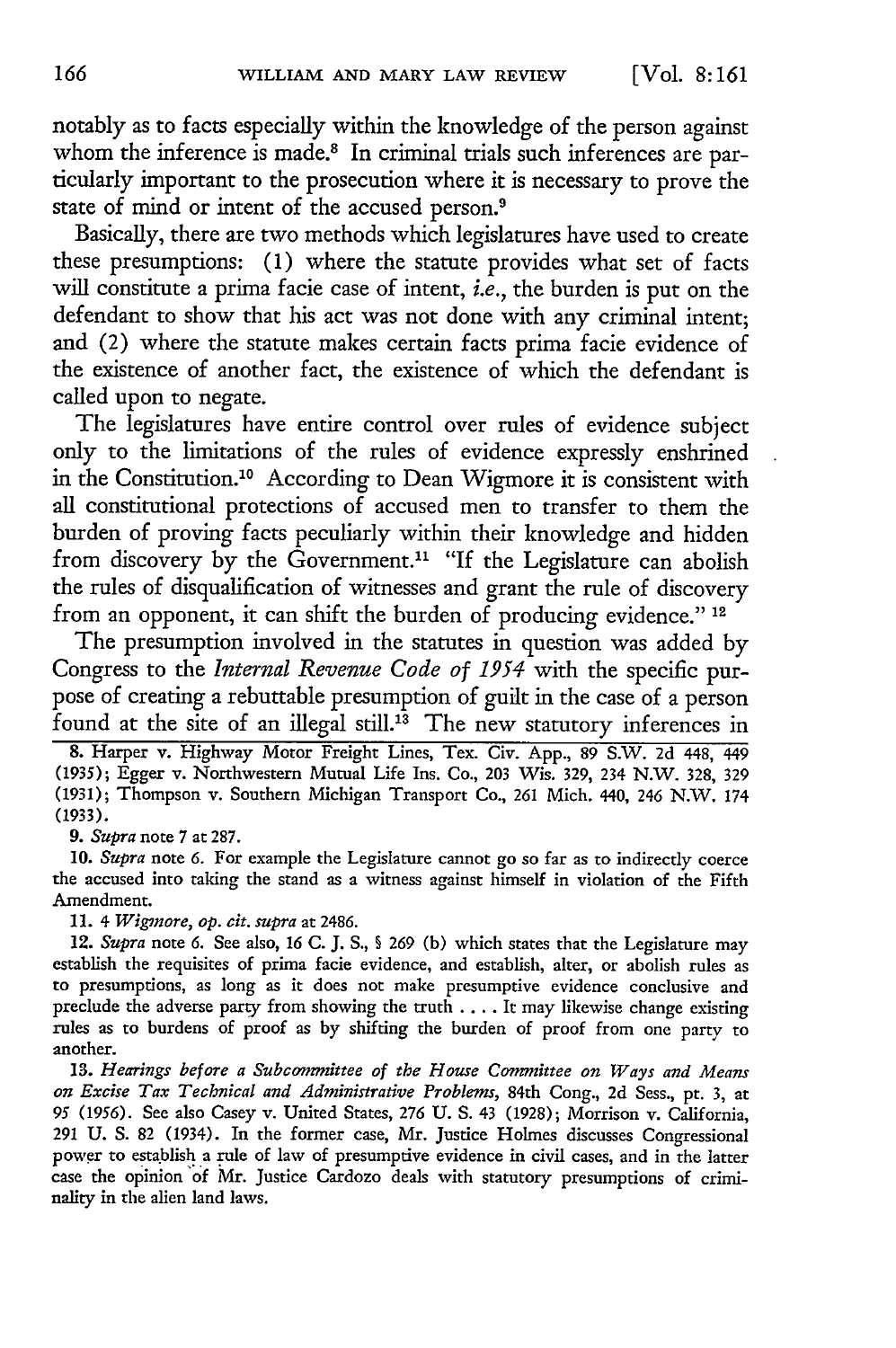notably as to facts especially within the knowledge of the person against whom the inference is made.[8] In criminal trials such inferences are particularly important to the prosecution where it is necessary to prove the state of mind or intent of the accused person.[9]

Basically, there are two methods which legislatures have used to create these presumptions: (1) where the statute provides what set of facts will constitute a prima facie case of intent, *i.e.*, the burden is put on the defendant to show that his act was not done with any criminal intent; and (2) where the statute makes certain facts prima facie evidence of the existence of another fact, the existence of which the defendant is called upon to negate.

The legislatures have entire control over rules of evidence subject only to the limitations of the rules of evidence expressly enshrined in the Constitution.[10] According to Dean Wigmore it is consistent with all constitutional protections of accused men to transfer to them the burden of proving facts peculiarly within their knowledge and hidden from discovery by the Government.[11] "If the Legislature can abolish the rules of disqualification of witnesses and grant the rule of discovery from an opponent, it can shift the burden of producing evidence." [12]

The presumption involved in the statutes in question was added by Congress to the *Internal Revenue Code of 1954* with the specific purpose of creating a rebuttable presumption of guilt in the case of a person found at the site of an illegal still.[13] The new statutory inferences in

---

8. Harper v. Highway Motor Freight Lines, Tex. Civ. App., 89 S.W. 2d 448, 449 (1935); Egger v. Northwestern Mutual Life Ins. Co., 203 Wis. 329, 234 N.W. 328, 329 (1931); Thompson v. Southern Michigan Transport Co., 261 Mich. 440, 246 N.W. 174 (1933).

9. *Supra* note 7 at 287.

10. *Supra* note 6. For example the Legislature cannot go so far as to indirectly coerce the accused into taking the stand as a witness against himself in violation of the Fifth Amendment.

11. 4 *Wigmore, op. cit. supra* at 2486.

12. *Supra* note 6. See also, 16 C. J. S., § 269 (b) which states that the Legislature may establish the requisites of prima facie evidence, and establish, alter, or abolish rules as to presumptions, as long as it does not make presumptive evidence conclusive and preclude the adverse party from showing the truth .... It may likewise change existing rules as to burdens of proof as by shifting the burden of proof from one party to another.

13. *Hearings before a Subcommittee of the House Committee on Ways and Means on Excise Tax Technical and Administrative Problems*, 84th Cong., 2d Sess., pt. 3, at 95 (1956). See also Casey v. United States, 276 U. S. 43 (1928); Morrison v. California, 291 U. S. 82 (1934). In the former case, Mr. Justice Holmes discusses Congressional power to establish a rule of law of presumptive evidence in civil cases, and in the latter case the opinion of Mr. Justice Cardozo deals with statutory presumptions of criminality in the alien land laws.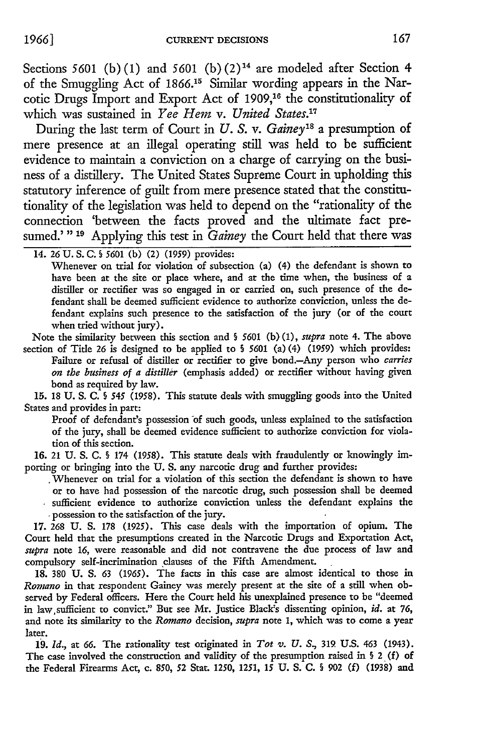Sections 5601 (b)(1) and 5601 (b)(2)[14] are modeled after Section 4 of the Smuggling Act of 1866.[15] Similar wording appears in the Narcotic Drugs Import and Export Act of 1909,[16] the constitutionality of which was sustained in *Yee Hem* v. *United States*.[17]

During the last term of Court in *U. S. v. Gainey*[18] a presumption of mere presence at an illegal operating still was held to be sufficient evidence to maintain a conviction on a charge of carrying on the business of a distillery. The United States Supreme Court in upholding this statutory inference of guilt from mere presence stated that the constitutionality of the legislation was held to depend on the "rationality of the connection 'between the facts proved and the ultimate fact presumed.'"[19] Applying this test in *Gainey* the Court held that there was

---

14. 26 U. S. C. § 5601 (b) (2) (1959) provides:

> Whenever on trial for violation of subsection (a) (4) the defendant is shown to have been at the site or place where, and at the time when, the business of a distiller or rectifier was so engaged in or carried on, such presence of the defendant shall be deemed sufficient evidence to authorize conviction, unless the defendant explains such presence to the satisfaction of the jury (or of the court when tried without jury).

Note the similarity between this section and § 5601 (b)(1), *supra* note 4. The above section of Title 26 is designed to be applied to § 5601 (a)(4) (1959) which provides:

> Failure or refusal of distiller or rectifier to give bond.—Any person who *carries on the business of a distiller* (emphasis added) or rectifier without having given bond as required by law.

15. 18 U. S. C. § 545 (1958). This statute deals with smuggling goods into the United States and provides in part:

> Proof of defendant's possession of such goods, unless explained to the satisfaction of the jury, shall be deemed evidence sufficient to authorize conviction for violation of this section.

16. 21 U. S. C. § 174 (1958). This statute deals with fraudulently or knowingly importing or bringing into the U. S. any narcotic drug and further provides:

> Whenever on trial for a violation of this section the defendant is shown to have or to have had possession of the narcotic drug, such possession shall be deemed sufficient evidence to authorize conviction unless the defendant explains the possession to the satisfaction of the jury.

17. 268 U. S. 178 (1925). This case deals with the importation of opium. The Court held that the presumptions created in the Narcotic Drugs and Exportation Act, *supra* note 16, were reasonable and did not contravene the due process of law and compulsory self-incrimination clauses of the Fifth Amendment.

18. 380 U. S. 63 (1965). The facts in this case are almost identical to those in *Romano* in that respondent Gainey was merely present at the site of a still when observed by Federal officers. Here the Court held his unexplained presence to be "deemed in law sufficient to convict." But see Mr. Justice Black's dissenting opinion, *id.* at 76, and note its similarity to the *Romano* decision, *supra* note 1, which was to come a year later.

19. *Id.*, at 66. The rationality test originated in *Tot v. U. S.*, 319 U.S. 463 (1943). The case involved the construction and validity of the presumption raised in § 2 (f) of the Federal Firearms Act, c. 850, 52 Stat. 1250, 1251, 15 U. S. C. § 902 (f) (1938) and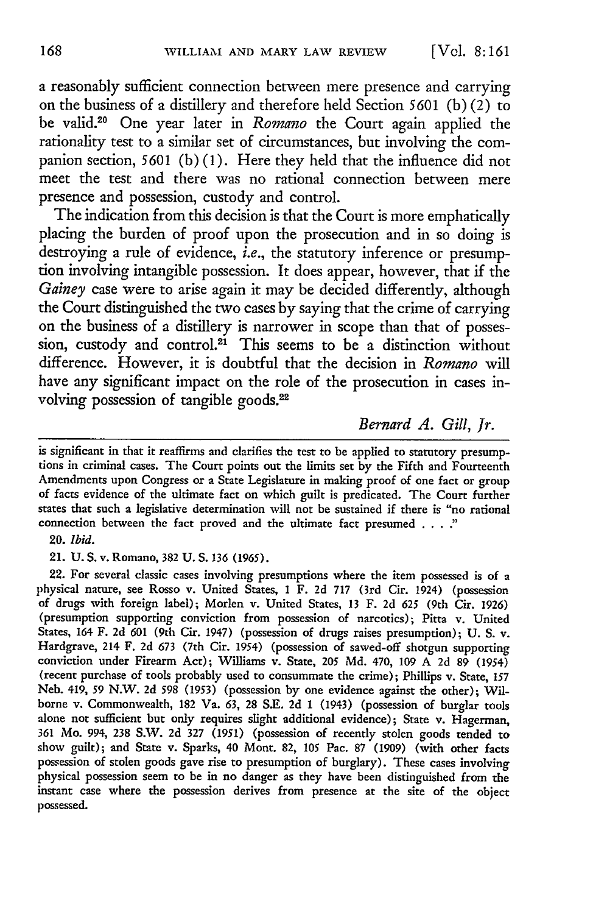a reasonably sufficient connection between mere presence and carrying on the business of a distillery and therefore held Section 5601 (b)(2) to be valid.[20] One year later in *Romano* the Court again applied the rationality test to a similar set of circumstances, but involving the companion section, 5601 (b)(1). Here they held that the influence did not meet the test and there was no rational connection between mere presence and possession, custody and control.

The indication from this decision is that the Court is more emphatically placing the burden of proof upon the prosecution and in so doing is destroying a rule of evidence, *i.e.*, the statutory inference or presumption involving intangible possession. It does appear, however, that if the *Gainey* case were to arise again it may be decided differently, although the Court distinguished the two cases by saying that the crime of carrying on the business of a distillery is narrower in scope than that of possession, custody and control.[21] This seems to be a distinction without difference. However, it is doubtful that the decision in *Romano* will have any significant impact on the role of the prosecution in cases involving possession of tangible goods.[22]

*Bernard A. Gill, Jr.*

---

is significant in that it reaffirms and clarifies the test to be applied to statutory presumptions in criminal cases. The Court points out the limits set by the Fifth and Fourteenth Amendments upon Congress or a State Legislature in making proof of one fact or group of facts evidence of the ultimate fact on which guilt is predicated. The Court further states that such a legislative determination will not be sustained if there is "no rational connection between the fact proved and the ultimate fact presumed . . . ."

20. *Ibid.*

21. U. S. v. Romano, 382 U. S. 136 (1965).

22. For several classic cases involving presumptions where the item possessed is of a physical nature, see Rosso v. United States, 1 F. 2d 717 (3rd Cir. 1924) (possession of drugs with foreign label); Morlen v. United States, 13 F. 2d 625 (9th Cir. 1926) (presumption supporting conviction from possession of narcotics); Pitta v. United States, 164 F. 2d 601 (9th Cir. 1947) (possession of drugs raises presumption); U. S. v. Hardgrave, 214 F. 2d 673 (7th Cir. 1954) (possession of sawed-off shotgun supporting conviction under Firearm Act); Williams v. State, 205 Md. 470, 109 A 2d 89 (1954) (recent purchase of tools probably used to consummate the crime); Phillips v. State, 157 Neb. 419, 59 N.W. 2d 598 (1953) (possession by one evidence against the other); Wilborne v. Commonwealth, 182 Va. 63, 28 S.E. 2d 1 (1943) (possession of burglar tools alone not sufficient but only requires slight additional evidence); State v. Hagerman, 361 Mo. 994, 238 S.W. 2d 327 (1951) (possession of recently stolen goods tended to show guilt); and State v. Sparks, 40 Mont. 82, 105 Pac. 87 (1909) (with other facts possession of stolen goods gave rise to presumption of burglary). These cases involving physical possession seem to be in no danger as they have been distinguished from the instant case where the possession derives from presence at the site of the object possessed.